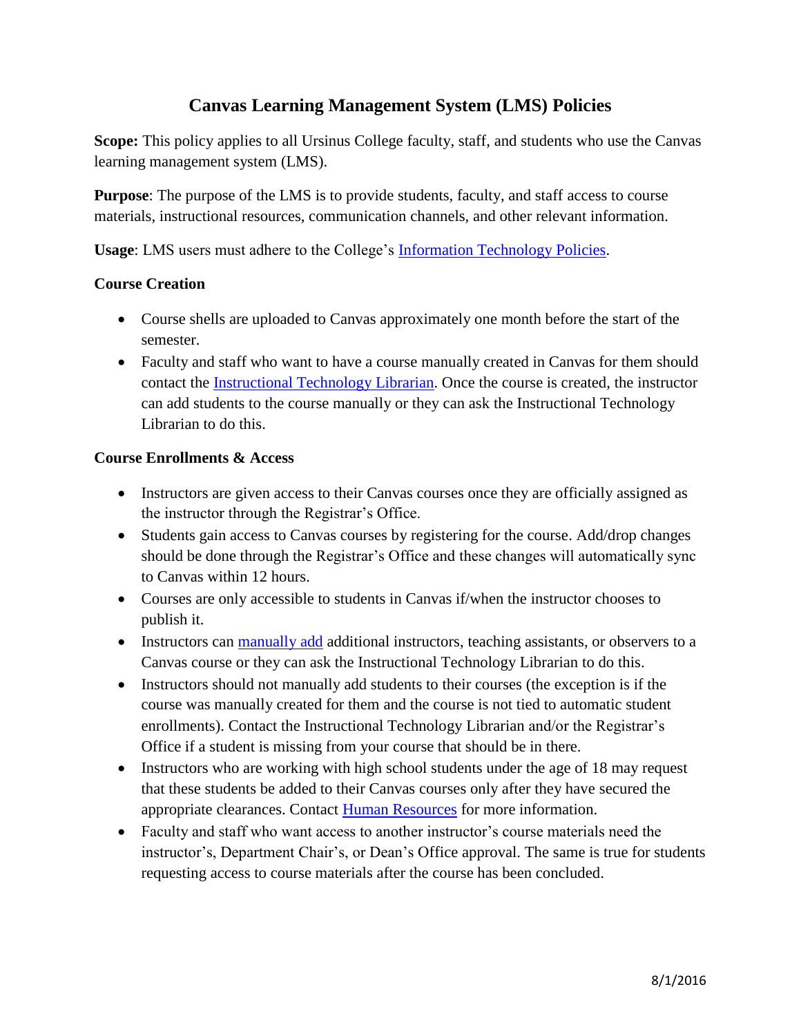# Canvas Learning Management System (LMS) Policies

**Scope:** This policy applies to all Ursinus College faculty, staff, and students who use the Canvas learning management system (LMS).

**Purpose**: The purpose of the LMS is to provide students, faculty, and staff access to course materials, instructional resources, communication channels, and other relevant information.

**Usage**: LMS users must adhere to the College's Information Technology Policies.

### Course Creation

- Course shells are uploaded to Canvas approximately one month before the start of the semester.
- Faculty and staff who want to have a course manually created in Canvas for them should contact the Instructional Technology Librarian. Once the course is created, the instructor can add students to the course manually or they can ask the Instructional Technology Librarian to do this.

### Course Enrollments & Access

- Instructors are given access to their Canvas courses once they are officially assigned as the instructor through the Registrar's Office.
- Students gain access to Canvas courses by registering for the course. Add/drop changes should be done through the Registrar's Office and these changes will automatically sync to Canvas within 12 hours.
- Courses are only accessible to students in Canvas if/when the instructor chooses to publish it.
- Instructors can manually add additional instructors, teaching assistants, or observers to a Canvas course or they can ask the Instructional Technology Librarian to do this.
- Instructors should not manually add students to their courses (the exception is if the course was manually created for them and the course is not tied to automatic student enrollments). Contact the Instructional Technology Librarian and/or the Registrar's Office if a student is missing from your course that should be in there.
- Instructors who are working with high school students under the age of 18 may request that these students be added to their Canvas courses only after they have secured the appropriate clearances. Contact Human Resources for more information.
- Faculty and staff who want access to another instructor's course materials need the instructor's, Department Chair's, or Dean's Office approval. The same is true for students requesting access to course materials after the course has been concluded.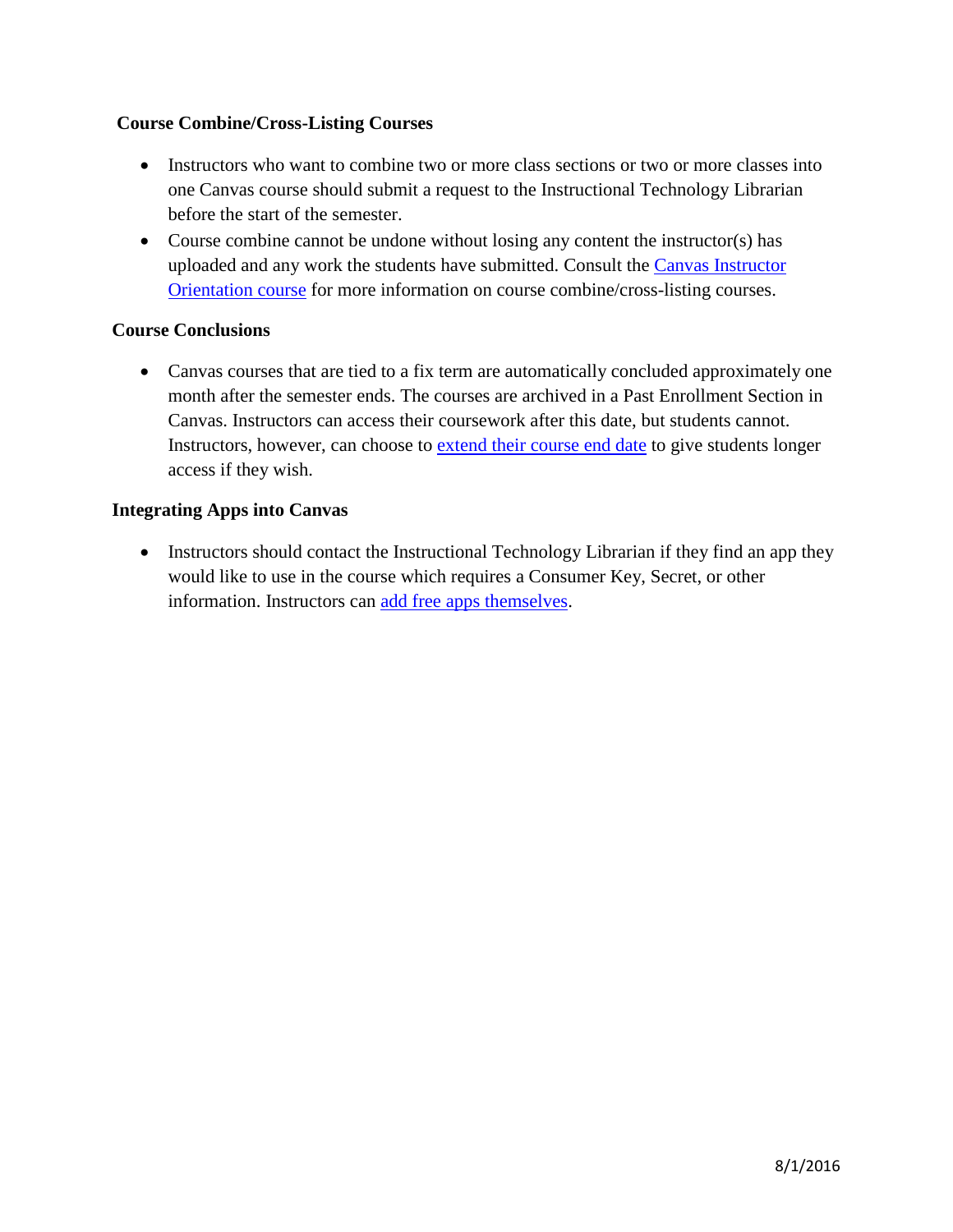**Course Combine/Cross-Listing Courses**

- Instructors who want to combine two or more class sections or two or more classes into one Canvas course should submit a request to the Instructional Technology Librarian before the start of the semester.
- Course combine cannot be undone without losing any content the instructor(s) has uploaded and any work the students have submitted. Consult the Canvas Instructor Orientation course for more information on course combine/cross-listing courses.

**Course Conclusions**

- Canvas courses that are tied to a fix term are automatically concluded approximately one month after the semester ends. The courses are archived in a Past Enrollment Section in Canvas. Instructors can access their coursework after this date, but students cannot. Instructors, however, can choose to extend their course end date to give students longer access if they wish.

**Integrating Apps into Canvas**

- Instructors should contact the Instructional Technology Librarian if they find an app they would like to use in the course which requires a Consumer Key, Secret, or other information. Instructors can add free apps themselves.